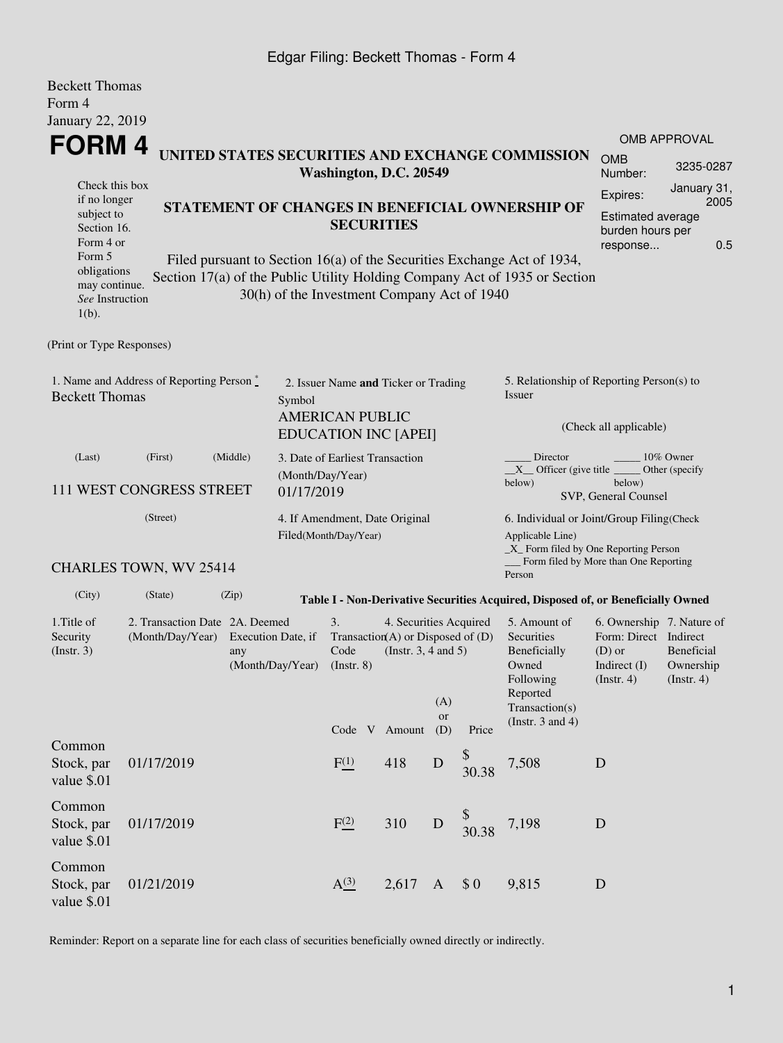Edgar Filing: Beckett Thomas - Form 4

Beckett Thomas
Form 4
January 22, 2019

# FORM 4

## UNITED STATES SECURITIES AND EXCHANGE COMMISSION
**Washington, D.C. 20549**

| OMB APPROVAL | |
|---|---|
| OMB Number: | 3235-0287 |
| Expires: | January 31, 2005 |
| Estimated average burden hours per response... | 0.5 |

Check this box if no longer subject to Section 16. Form 4 or Form 5 obligations may continue. *See* Instruction 1(b).

## STATEMENT OF CHANGES IN BENEFICIAL OWNERSHIP OF SECURITIES

Filed pursuant to Section 16(a) of the Securities Exchange Act of 1934, Section 17(a) of the Public Utility Holding Company Act of 1935 or Section 30(h) of the Investment Company Act of 1940

(Print or Type Responses)

1. Name and Address of Reporting Person *
Beckett Thomas

(Last) (First) (Middle)

111 WEST CONGRESS STREET

(Street)

CHARLES TOWN, WV 25414

(City) (State) (Zip)

2. Issuer Name **and** Ticker or Trading Symbol
AMERICAN PUBLIC EDUCATION INC [APEI]

3. Date of Earliest Transaction (Month/Day/Year)
01/17/2019

4. If Amendment, Date Original Filed(Month/Day/Year)

5. Relationship of Reporting Person(s) to Issuer

(Check all applicable)

_____ Director _____ 10% Owner
__X__ Officer (give title below) _____ Other (specify below)
SVP, General Counsel

6. Individual or Joint/Group Filing(Check Applicable Line)
_X_ Form filed by One Reporting Person
___ Form filed by More than One Reporting Person

**Table I - Non-Derivative Securities Acquired, Disposed of, or Beneficially Owned**

| 1.Title of Security (Instr. 3) | 2. Transaction Date (Month/Day/Year) | 2A. Deemed Execution Date, if any (Month/Day/Year) | 3. Transaction Code (Instr. 8) | | 4. Securities Acquired (A) or Disposed of (D) (Instr. 3, 4 and 5) | | | 5. Amount of Securities Beneficially Owned Following Reported Transaction(s) (Instr. 3 and 4) | 6. Ownership Form: Direct (D) or Indirect (I) (Instr. 4) | 7. Nature of Indirect Beneficial Ownership (Instr. 4) |
|---|---|---|---|---|---|---|---|---|---|---|
| | | | Code | V | Amount | (A) or (D) | Price | | | |
| Common Stock, par value $.01 | 01/17/2019 | | F(1) | | 418 | D | $ 30.38 | 7,508 | D | |
| Common Stock, par value $.01 | 01/17/2019 | | F(2) | | 310 | D | $ 30.38 | 7,198 | D | |
| Common Stock, par value $.01 | 01/21/2019 | | A(3) | | 2,617 | A | $ 0 | 9,815 | D | |

Reminder: Report on a separate line for each class of securities beneficially owned directly or indirectly.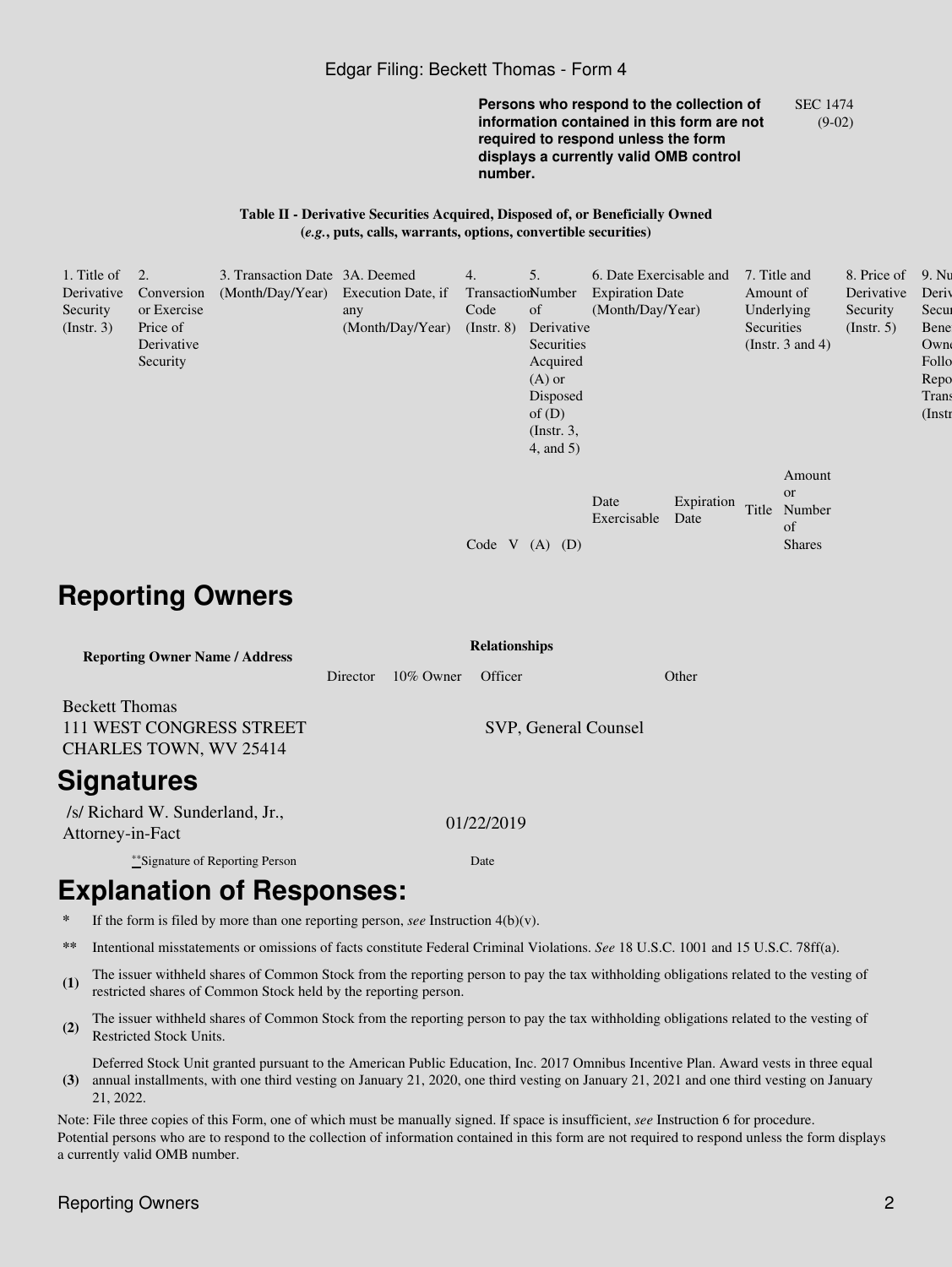Edgar Filing: Beckett Thomas - Form 4

**Persons who respond to the collection of information contained in this form are not required to respond unless the form displays a currently valid OMB control number.**

SEC 1474 (9-02)

**Table II - Derivative Securities Acquired, Disposed of, or Beneficially Owned**
**(*e.g.*, puts, calls, warrants, options, convertible securities)**

| 1. Title of Derivative Security (Instr. 3) | 2. Conversion or Exercise Price of Derivative Security | 3. Transaction Date (Month/Day/Year) | 3A. Deemed Execution Date, if any (Month/Day/Year) | 4. Transaction Code (Instr. 8) | | 5. Number of Derivative Securities Acquired (A) or Disposed of (D) (Instr. 3, 4, and 5) | | 6. Date Exercisable and Expiration Date (Month/Day/Year) | | 7. Title and Amount of Underlying Securities (Instr. 3 and 4) | | 8. Price of Derivative Security (Instr. 5) | 9. Nu Deriv Secur Bene Owne Follo Repo Trans (Instr |
|---|---|---|---|---|---|---|---|---|---|---|---|---|---|
| | | | | Code | V | (A) | (D) | Date Exercisable | Expiration Date | Title | Amount or Number of Shares | | |

## Reporting Owners

| Reporting Owner Name / Address | Relationships | | | |
|---|---|---|---|---|
| | Director | 10% Owner | Officer | Other |
| Beckett Thomas<br>111 WEST CONGRESS STREET<br>CHARLES TOWN, WV 25414 | | | SVP, General Counsel | |

## Signatures

| | |
|---|---|
| /s/ Richard W. Sunderland, Jr., Attorney-in-Fact | 01/22/2019 |
| **Signature of Reporting Person | Date |

## Explanation of Responses:

- \* If the form is filed by more than one reporting person, *see* Instruction 4(b)(v).
- \*\* Intentional misstatements or omissions of facts constitute Federal Criminal Violations. *See* 18 U.S.C. 1001 and 15 U.S.C. 78ff(a).
- (1) The issuer withheld shares of Common Stock from the reporting person to pay the tax withholding obligations related to the vesting of restricted shares of Common Stock held by the reporting person.
- (2) The issuer withheld shares of Common Stock from the reporting person to pay the tax withholding obligations related to the vesting of Restricted Stock Units.
- (3) Deferred Stock Unit granted pursuant to the American Public Education, Inc. 2017 Omnibus Incentive Plan. Award vests in three equal annual installments, with one third vesting on January 21, 2020, one third vesting on January 21, 2021 and one third vesting on January 21, 2022.

Note: File three copies of this Form, one of which must be manually signed. If space is insufficient, *see* Instruction 6 for procedure.
Potential persons who are to respond to the collection of information contained in this form are not required to respond unless the form displays a currently valid OMB number.